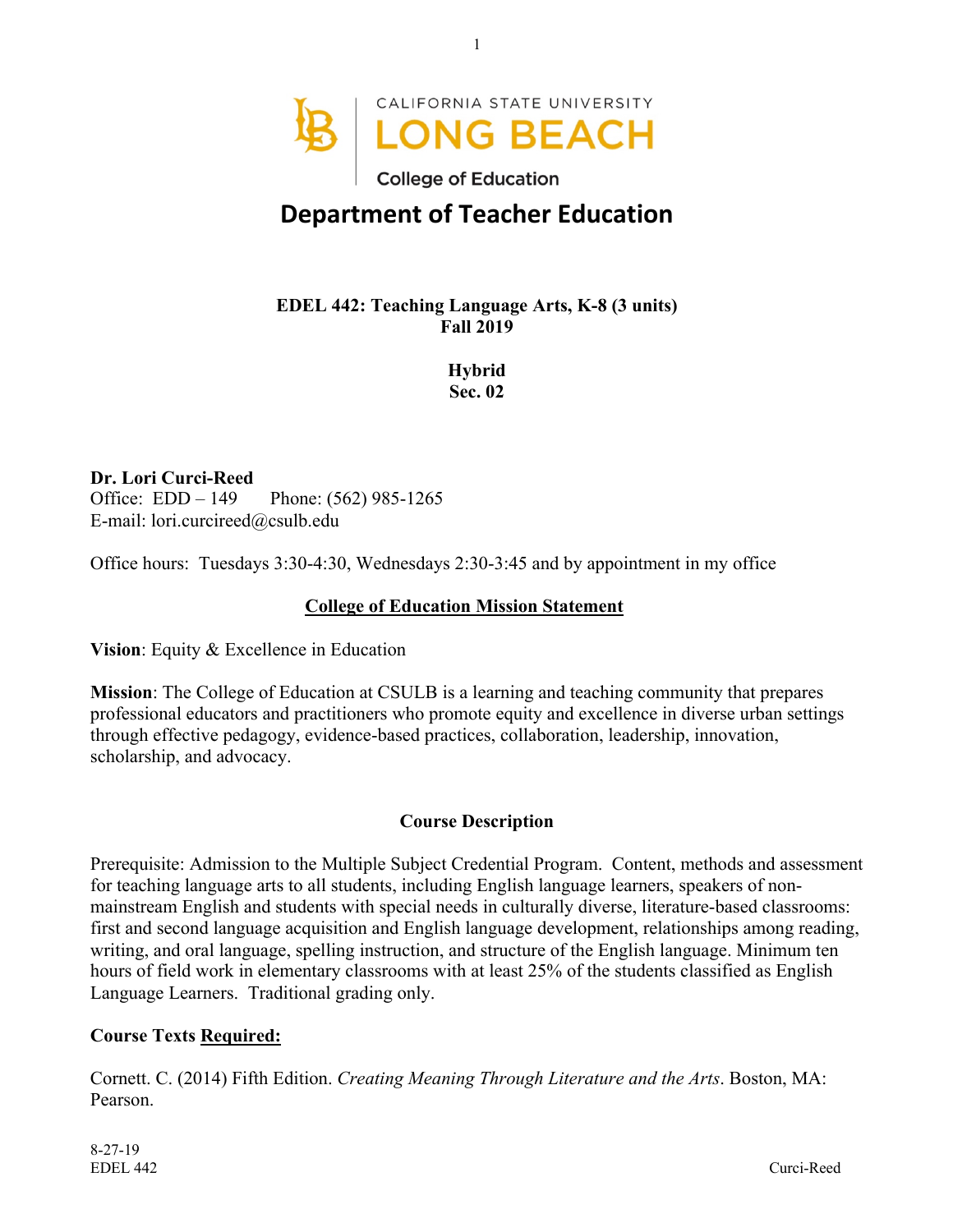CALIFORNIA STATE UNIVERSITY
LONG BEACH
College of Education

# Department of Teacher Education

**EDEL 442: Teaching Language Arts, K-8 (3 units)**
**Fall 2019**

**Hybrid**
**Sec. 02**

**Dr. Lori Curci-Reed**
Office: EDD – 149 Phone: (562) 985-1265
E-mail: lori.curcireed@csulb.edu

Office hours: Tuesdays 3:30-4:30, Wednesdays 2:30-3:45 and by appointment in my office

## College of Education Mission Statement

**Vision**: Equity & Excellence in Education

**Mission**: The College of Education at CSULB is a learning and teaching community that prepares professional educators and practitioners who promote equity and excellence in diverse urban settings through effective pedagogy, evidence-based practices, collaboration, leadership, innovation, scholarship, and advocacy.

## Course Description

Prerequisite: Admission to the Multiple Subject Credential Program. Content, methods and assessment for teaching language arts to all students, including English language learners, speakers of non-mainstream English and students with special needs in culturally diverse, literature-based classrooms: first and second language acquisition and English language development, relationships among reading, writing, and oral language, spelling instruction, and structure of the English language. Minimum ten hours of field work in elementary classrooms with at least 25% of the students classified as English Language Learners. Traditional grading only.

**Course Texts Required:**

Cornett. C. (2014) Fifth Edition. *Creating Meaning Through Literature and the Arts*. Boston, MA: Pearson.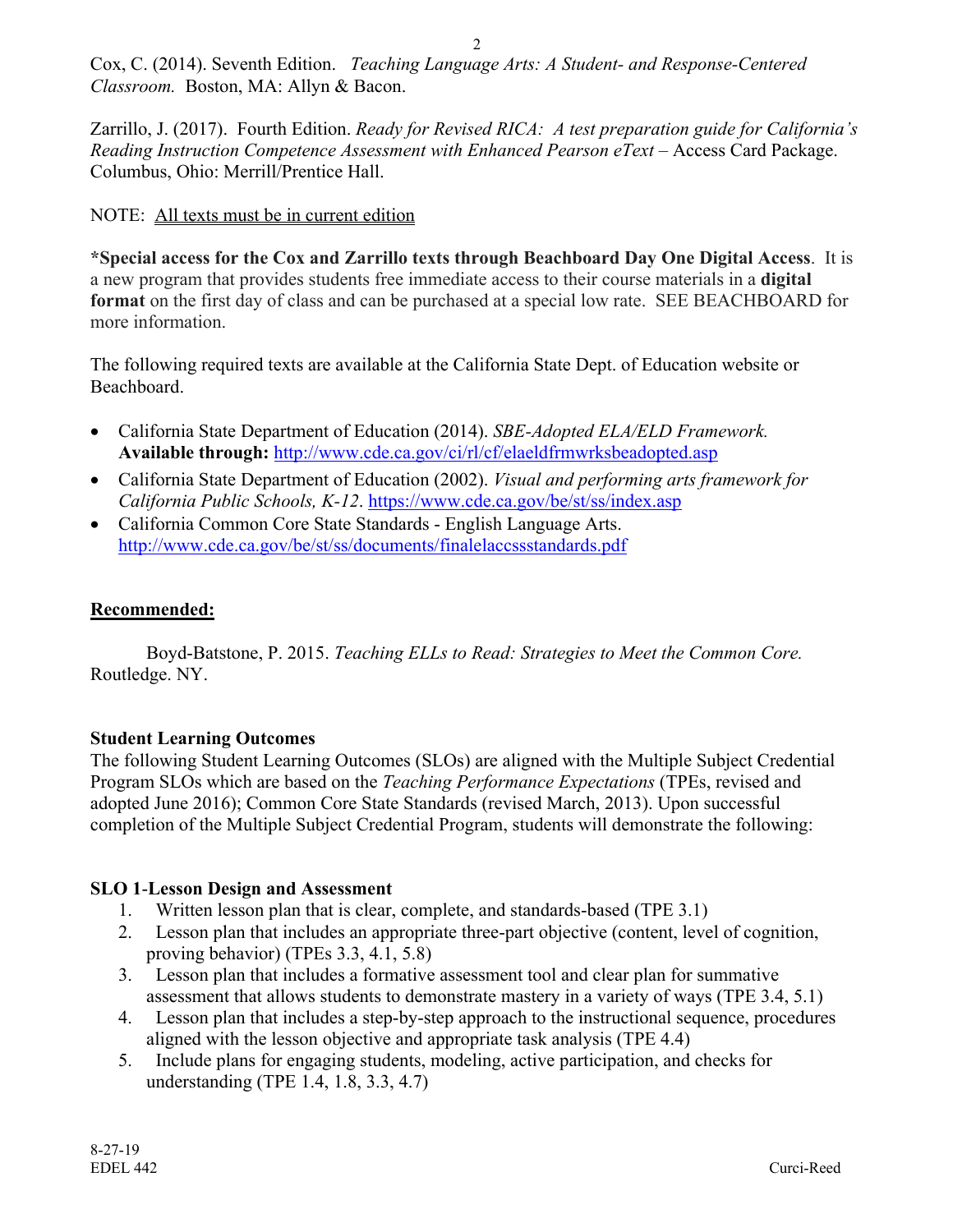Cox, C. (2014). Seventh Edition. *Teaching Language Arts: A Student- and Response-Centered Classroom.* Boston, MA: Allyn & Bacon.

Zarrillo, J. (2017). Fourth Edition. *Ready for Revised RICA: A test preparation guide for California's Reading Instruction Competence Assessment with Enhanced Pearson eText* – Access Card Package. Columbus, Ohio: Merrill/Prentice Hall.

NOTE: <u>All texts must be in current edition</u>

**\*Special access for the Cox and Zarrillo texts through Beachboard Day One Digital Access**. It is a new program that provides students free immediate access to their course materials in a **digital format** on the first day of class and can be purchased at a special low rate. SEE BEACHBOARD for more information.

The following required texts are available at the California State Dept. of Education website or Beachboard.

- California State Department of Education (2014). *SBE-Adopted ELA/ELD Framework.* **Available through:** http://www.cde.ca.gov/ci/rl/cf/elaeldfrmwrksbeadopted.asp
- California State Department of Education (2002). *Visual and performing arts framework for California Public Schools, K-12*. https://www.cde.ca.gov/be/st/ss/index.asp
- California Common Core State Standards - English Language Arts. http://www.cde.ca.gov/be/st/ss/documents/finalelaccssstandards.pdf

**<u>Recommended:</u>**

Boyd-Batstone, P. 2015. *Teaching ELLs to Read: Strategies to Meet the Common Core.* Routledge. NY.

**Student Learning Outcomes**

The following Student Learning Outcomes (SLOs) are aligned with the Multiple Subject Credential Program SLOs which are based on the *Teaching Performance Expectations* (TPEs, revised and adopted June 2016); Common Core State Standards (revised March, 2013). Upon successful completion of the Multiple Subject Credential Program, students will demonstrate the following:

**SLO 1-Lesson Design and Assessment**

1. Written lesson plan that is clear, complete, and standards-based (TPE 3.1)
2. Lesson plan that includes an appropriate three-part objective (content, level of cognition, proving behavior) (TPEs 3.3, 4.1, 5.8)
3. Lesson plan that includes a formative assessment tool and clear plan for summative assessment that allows students to demonstrate mastery in a variety of ways (TPE 3.4, 5.1)
4. Lesson plan that includes a step-by-step approach to the instructional sequence, procedures aligned with the lesson objective and appropriate task analysis (TPE 4.4)
5. Include plans for engaging students, modeling, active participation, and checks for understanding (TPE 1.4, 1.8, 3.3, 4.7)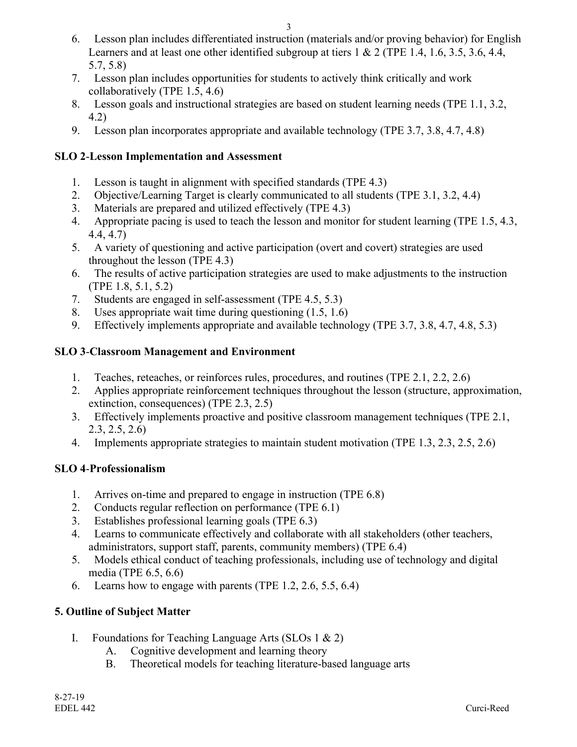6. Lesson plan includes differentiated instruction (materials and/or proving behavior) for English Learners and at least one other identified subgroup at tiers 1 & 2 (TPE 1.4, 1.6, 3.5, 3.6, 4.4, 5.7, 5.8)
7. Lesson plan includes opportunities for students to actively think critically and work collaboratively (TPE 1.5, 4.6)
8. Lesson goals and instructional strategies are based on student learning needs (TPE 1.1, 3.2, 4.2)
9. Lesson plan incorporates appropriate and available technology (TPE 3.7, 3.8, 4.7, 4.8)

**SLO 2-Lesson Implementation and Assessment**

1. Lesson is taught in alignment with specified standards (TPE 4.3)
2. Objective/Learning Target is clearly communicated to all students (TPE 3.1, 3.2, 4.4)
3. Materials are prepared and utilized effectively (TPE 4.3)
4. Appropriate pacing is used to teach the lesson and monitor for student learning (TPE 1.5, 4.3, 4.4, 4.7)
5. A variety of questioning and active participation (overt and covert) strategies are used throughout the lesson (TPE 4.3)
6. The results of active participation strategies are used to make adjustments to the instruction (TPE 1.8, 5.1, 5.2)
7. Students are engaged in self-assessment (TPE 4.5, 5.3)
8. Uses appropriate wait time during questioning (1.5, 1.6)
9. Effectively implements appropriate and available technology (TPE 3.7, 3.8, 4.7, 4.8, 5.3)

**SLO 3-Classroom Management and Environment**

1. Teaches, reteaches, or reinforces rules, procedures, and routines (TPE 2.1, 2.2, 2.6)
2. Applies appropriate reinforcement techniques throughout the lesson (structure, approximation, extinction, consequences) (TPE 2.3, 2.5)
3. Effectively implements proactive and positive classroom management techniques (TPE 2.1, 2.3, 2.5, 2.6)
4. Implements appropriate strategies to maintain student motivation (TPE 1.3, 2.3, 2.5, 2.6)

**SLO 4-Professionalism**

1. Arrives on-time and prepared to engage in instruction (TPE 6.8)
2. Conducts regular reflection on performance (TPE 6.1)
3. Establishes professional learning goals (TPE 6.3)
4. Learns to communicate effectively and collaborate with all stakeholders (other teachers, administrators, support staff, parents, community members) (TPE 6.4)
5. Models ethical conduct of teaching professionals, including use of technology and digital media (TPE 6.5, 6.6)
6. Learns how to engage with parents (TPE 1.2, 2.6, 5.5, 6.4)

## 5. Outline of Subject Matter

- I. Foundations for Teaching Language Arts (SLOs 1 & 2)
  - A. Cognitive development and learning theory
  - B. Theoretical models for teaching literature-based language arts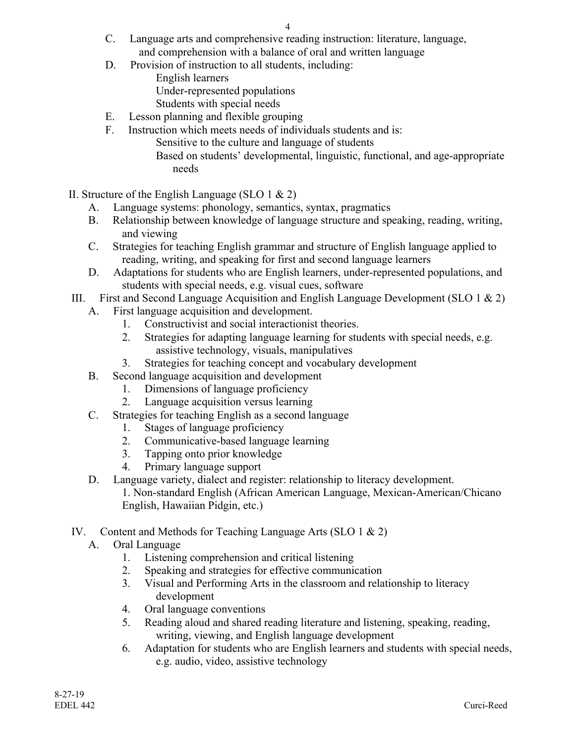C. Language arts and comprehensive reading instruction: literature, language, and comprehension with a balance of oral and written language

D. Provision of instruction to all students, including:
   - English learners
   - Under-represented populations
   - Students with special needs

E. Lesson planning and flexible grouping

F. Instruction which meets needs of individuals students and is:
   - Sensitive to the culture and language of students
   - Based on students' developmental, linguistic, functional, and age-appropriate needs

II. Structure of the English Language (SLO 1 & 2)

A. Language systems: phonology, semantics, syntax, pragmatics

B. Relationship between knowledge of language structure and speaking, reading, writing, and viewing

C. Strategies for teaching English grammar and structure of English language applied to reading, writing, and speaking for first and second language learners

D. Adaptations for students who are English learners, under-represented populations, and students with special needs, e.g. visual cues, software

III. First and Second Language Acquisition and English Language Development (SLO 1 & 2)

A. First language acquisition and development.
   1. Constructivist and social interactionist theories.
   2. Strategies for adapting language learning for students with special needs, e.g. assistive technology, visuals, manipulatives
   3. Strategies for teaching concept and vocabulary development

B. Second language acquisition and development
   1. Dimensions of language proficiency
   2. Language acquisition versus learning

C. Strategies for teaching English as a second language
   1. Stages of language proficiency
   2. Communicative-based language learning
   3. Tapping onto prior knowledge
   4. Primary language support

D. Language variety, dialect and register: relationship to literacy development.
   1. Non-standard English (African American Language, Mexican-American/Chicano English, Hawaiian Pidgin, etc.)

IV. Content and Methods for Teaching Language Arts (SLO 1 & 2)

A. Oral Language
   1. Listening comprehension and critical listening
   2. Speaking and strategies for effective communication
   3. Visual and Performing Arts in the classroom and relationship to literacy development
   4. Oral language conventions
   5. Reading aloud and shared reading literature and listening, speaking, reading, writing, viewing, and English language development
   6. Adaptation for students who are English learners and students with special needs, e.g. audio, video, assistive technology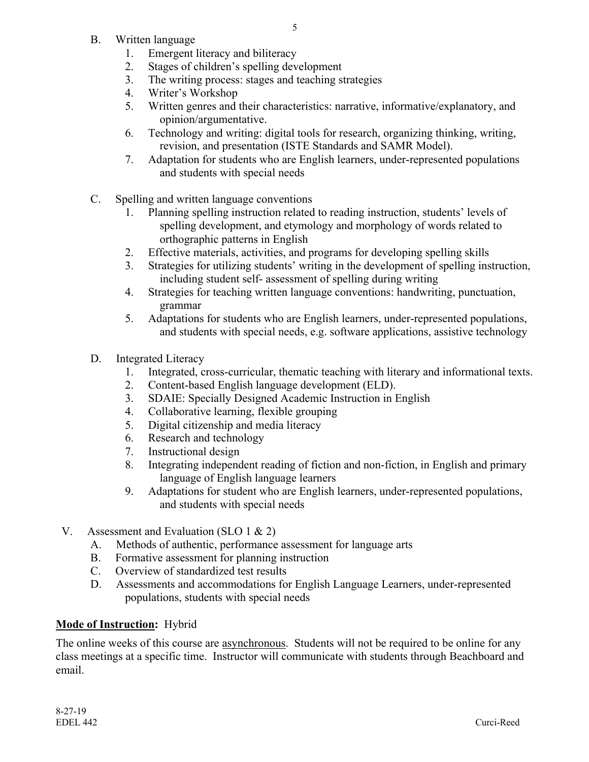B. Written language
   1. Emergent literacy and biliteracy
   2. Stages of children's spelling development
   3. The writing process: stages and teaching strategies
   4. Writer's Workshop
   5. Written genres and their characteristics: narrative, informative/explanatory, and opinion/argumentative.
   6. Technology and writing: digital tools for research, organizing thinking, writing, revision, and presentation (ISTE Standards and SAMR Model).
   7. Adaptation for students who are English learners, under-represented populations and students with special needs

C. Spelling and written language conventions
   1. Planning spelling instruction related to reading instruction, students' levels of spelling development, and etymology and morphology of words related to orthographic patterns in English
   2. Effective materials, activities, and programs for developing spelling skills
   3. Strategies for utilizing students' writing in the development of spelling instruction, including student self- assessment of spelling during writing
   4. Strategies for teaching written language conventions: handwriting, punctuation, grammar
   5. Adaptations for students who are English learners, under-represented populations, and students with special needs, e.g. software applications, assistive technology

D. Integrated Literacy
   1. Integrated, cross-curricular, thematic teaching with literary and informational texts.
   2. Content-based English language development (ELD).
   3. SDAIE: Specially Designed Academic Instruction in English
   4. Collaborative learning, flexible grouping
   5. Digital citizenship and media literacy
   6. Research and technology
   7. Instructional design
   8. Integrating independent reading of fiction and non-fiction, in English and primary language of English language learners
   9. Adaptations for student who are English learners, under-represented populations, and students with special needs

V. Assessment and Evaluation (SLO 1 & 2)
   A. Methods of authentic, performance assessment for language arts
   B. Formative assessment for planning instruction
   C. Overview of standardized test results
   D. Assessments and accommodations for English Language Learners, under-represented populations, students with special needs

**Mode of Instruction:** Hybrid

The online weeks of this course are asynchronous. Students will not be required to be online for any class meetings at a specific time. Instructor will communicate with students through Beachboard and email.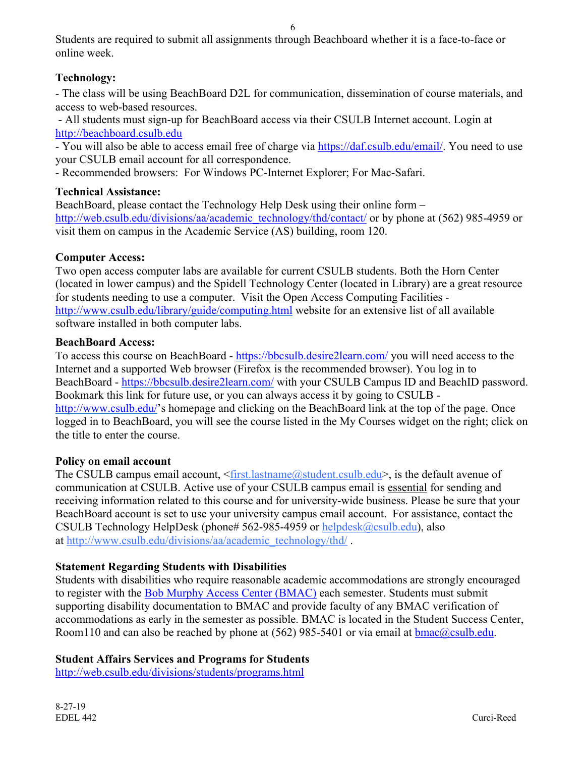Students are required to submit all assignments through Beachboard whether it is a face-to-face or online week.

**Technology:**

- The class will be using BeachBoard D2L for communication, dissemination of course materials, and access to web-based resources.
- All students must sign-up for BeachBoard access via their CSULB Internet account. Login at http://beachboard.csulb.edu
- You will also be able to access email free of charge via https://daf.csulb.edu/email/. You need to use your CSULB email account for all correspondence.
- Recommended browsers: For Windows PC-Internet Explorer; For Mac-Safari.

**Technical Assistance:**

BeachBoard, please contact the Technology Help Desk using their online form – http://web.csulb.edu/divisions/aa/academic_technology/thd/contact/ or by phone at (562) 985-4959 or visit them on campus in the Academic Service (AS) building, room 120.

**Computer Access:**

Two open access computer labs are available for current CSULB students. Both the Horn Center (located in lower campus) and the Spidell Technology Center (located in Library) are a great resource for students needing to use a computer. Visit the Open Access Computing Facilities - http://www.csulb.edu/library/guide/computing.html website for an extensive list of all available software installed in both computer labs.

**BeachBoard Access:**

To access this course on BeachBoard - https://bbcsulb.desire2learn.com/ you will need access to the Internet and a supported Web browser (Firefox is the recommended browser). You log in to BeachBoard - https://bbcsulb.desire2learn.com/ with your CSULB Campus ID and BeachID password. Bookmark this link for future use, or you can always access it by going to CSULB - http://www.csulb.edu/'s homepage and clicking on the BeachBoard link at the top of the page. Once logged in to BeachBoard, you will see the course listed in the My Courses widget on the right; click on the title to enter the course.

**Policy on email account**

The CSULB campus email account, <first.lastname@student.csulb.edu>, is the default avenue of communication at CSULB. Active use of your CSULB campus email is <u>essential</u> for sending and receiving information related to this course and for university-wide business. Please be sure that your BeachBoard account is set to use your university campus email account. For assistance, contact the CSULB Technology HelpDesk (phone# 562-985-4959 or helpdesk@csulb.edu), also at http://www.csulb.edu/divisions/aa/academic_technology/thd/ .

**Statement Regarding Students with Disabilities**

Students with disabilities who require reasonable academic accommodations are strongly encouraged to register with the Bob Murphy Access Center (BMAC) each semester. Students must submit supporting disability documentation to BMAC and provide faculty of any BMAC verification of accommodations as early in the semester as possible. BMAC is located in the Student Success Center, Room110 and can also be reached by phone at (562) 985-5401 or via email at bmac@csulb.edu.

**Student Affairs Services and Programs for Students**

http://web.csulb.edu/divisions/students/programs.html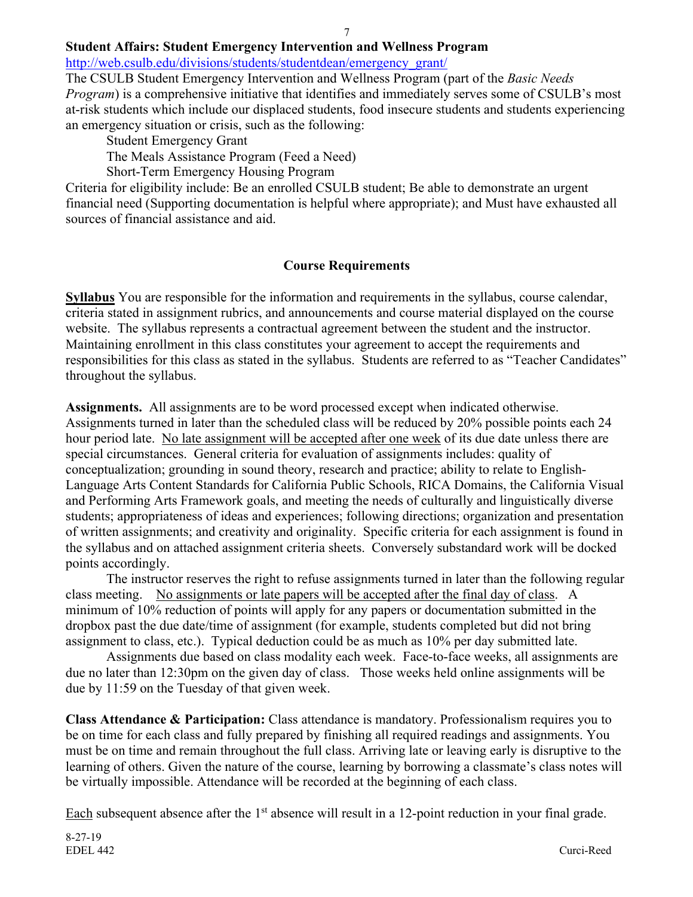**Student Affairs: Student Emergency Intervention and Wellness Program**

http://web.csulb.edu/divisions/students/studentdean/emergency_grant/

The CSULB Student Emergency Intervention and Wellness Program (part of the *Basic Needs Program*) is a comprehensive initiative that identifies and immediately serves some of CSULB's most at-risk students which include our displaced students, food insecure students and students experiencing an emergency situation or crisis, such as the following:

Student Emergency Grant
The Meals Assistance Program (Feed a Need)
Short-Term Emergency Housing Program

Criteria for eligibility include: Be an enrolled CSULB student; Be able to demonstrate an urgent financial need (Supporting documentation is helpful where appropriate); and Must have exhausted all sources of financial assistance and aid.

## Course Requirements

**Syllabus** You are responsible for the information and requirements in the syllabus, course calendar, criteria stated in assignment rubrics, and announcements and course material displayed on the course website. The syllabus represents a contractual agreement between the student and the instructor. Maintaining enrollment in this class constitutes your agreement to accept the requirements and responsibilities for this class as stated in the syllabus. Students are referred to as "Teacher Candidates" throughout the syllabus.

**Assignments.** All assignments are to be word processed except when indicated otherwise. Assignments turned in later than the scheduled class will be reduced by 20% possible points each 24 hour period late. No late assignment will be accepted after one week of its due date unless there are special circumstances. General criteria for evaluation of assignments includes: quality of conceptualization; grounding in sound theory, research and practice; ability to relate to English-Language Arts Content Standards for California Public Schools, RICA Domains, the California Visual and Performing Arts Framework goals, and meeting the needs of culturally and linguistically diverse students; appropriateness of ideas and experiences; following directions; organization and presentation of written assignments; and creativity and originality. Specific criteria for each assignment is found in the syllabus and on attached assignment criteria sheets. Conversely substandard work will be docked points accordingly.

The instructor reserves the right to refuse assignments turned in later than the following regular class meeting. No assignments or late papers will be accepted after the final day of class. A minimum of 10% reduction of points will apply for any papers or documentation submitted in the dropbox past the due date/time of assignment (for example, students completed but did not bring assignment to class, etc.). Typical deduction could be as much as 10% per day submitted late.

Assignments due based on class modality each week. Face-to-face weeks, all assignments are due no later than 12:30pm on the given day of class. Those weeks held online assignments will be due by 11:59 on the Tuesday of that given week.

**Class Attendance & Participation:** Class attendance is mandatory. Professionalism requires you to be on time for each class and fully prepared by finishing all required readings and assignments. You must be on time and remain throughout the full class. Arriving late or leaving early is disruptive to the learning of others. Given the nature of the course, learning by borrowing a classmate's class notes will be virtually impossible. Attendance will be recorded at the beginning of each class.

Each subsequent absence after the 1st absence will result in a 12-point reduction in your final grade.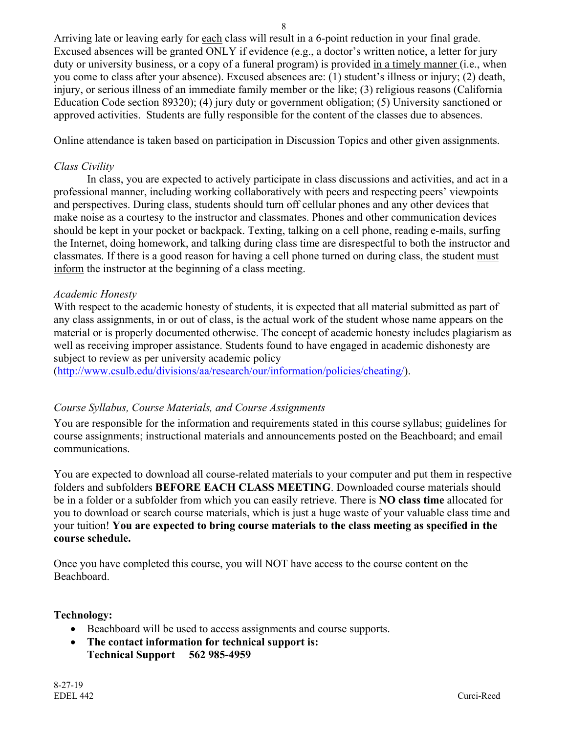Arriving late or leaving early for <u>each</u> class will result in a 6-point reduction in your final grade. Excused absences will be granted ONLY if evidence (e.g., a doctor's written notice, a letter for jury duty or university business, or a copy of a funeral program) is provided <u>in a timely manner</u> (i.e., when you come to class after your absence). Excused absences are: (1) student's illness or injury; (2) death, injury, or serious illness of an immediate family member or the like; (3) religious reasons (California Education Code section 89320); (4) jury duty or government obligation; (5) University sanctioned or approved activities. Students are fully responsible for the content of the classes due to absences.

Online attendance is taken based on participation in Discussion Topics and other given assignments.

*Class Civility*

In class, you are expected to actively participate in class discussions and activities, and act in a professional manner, including working collaboratively with peers and respecting peers' viewpoints and perspectives. During class, students should turn off cellular phones and any other devices that make noise as a courtesy to the instructor and classmates. Phones and other communication devices should be kept in your pocket or backpack. Texting, talking on a cell phone, reading e-mails, surfing the Internet, doing homework, and talking during class time are disrespectful to both the instructor and classmates. If there is a good reason for having a cell phone turned on during class, the student <u>must inform</u> the instructor at the beginning of a class meeting.

*Academic Honesty*

With respect to the academic honesty of students, it is expected that all material submitted as part of any class assignments, in or out of class, is the actual work of the student whose name appears on the material or is properly documented otherwise. The concept of academic honesty includes plagiarism as well as receiving improper assistance. Students found to have engaged in academic dishonesty are subject to review as per university academic policy (http://www.csulb.edu/divisions/aa/research/our/information/policies/cheating/).

*Course Syllabus, Course Materials, and Course Assignments*

You are responsible for the information and requirements stated in this course syllabus; guidelines for course assignments; instructional materials and announcements posted on the Beachboard; and email communications.

You are expected to download all course-related materials to your computer and put them in respective folders and subfolders **BEFORE EACH CLASS MEETING**. Downloaded course materials should be in a folder or a subfolder from which you can easily retrieve. There is **NO class time** allocated for you to download or search course materials, which is just a huge waste of your valuable class time and your tuition! **You are expected to bring course materials to the class meeting as specified in the course schedule.**

Once you have completed this course, you will NOT have access to the course content on the Beachboard.

**Technology:**

- Beachboard will be used to access assignments and course supports.
- **The contact information for technical support is:**
  **Technical Support 562 985-4959**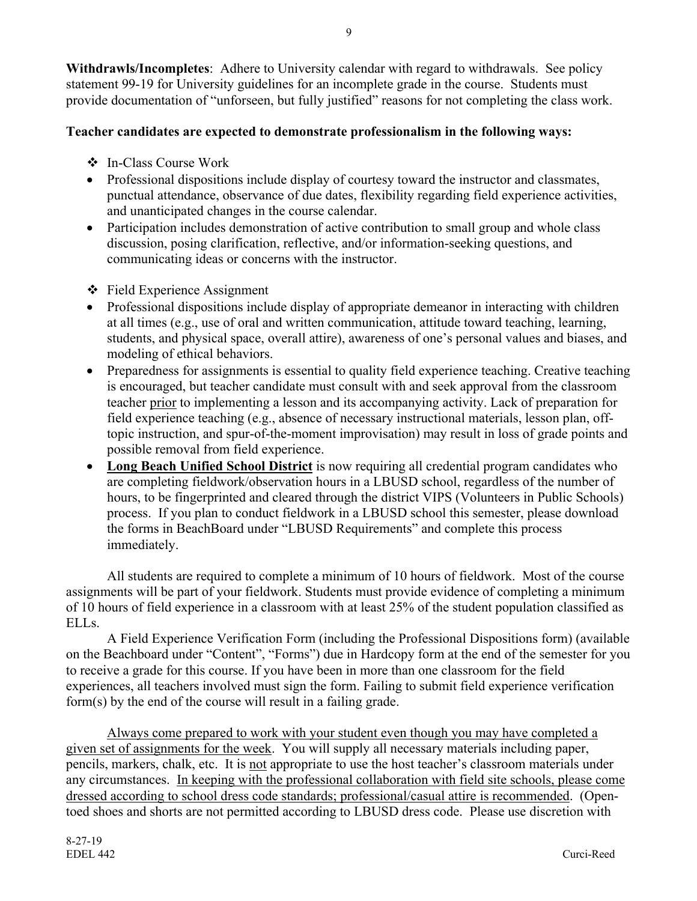**Withdrawls/Incompletes**: Adhere to University calendar with regard to withdrawals. See policy statement 99-19 for University guidelines for an incomplete grade in the course. Students must provide documentation of "unforseen, but fully justified" reasons for not completing the class work.

**Teacher candidates are expected to demonstrate professionalism in the following ways:**

- ❖ In-Class Course Work
- Professional dispositions include display of courtesy toward the instructor and classmates, punctual attendance, observance of due dates, flexibility regarding field experience activities, and unanticipated changes in the course calendar.
- Participation includes demonstration of active contribution to small group and whole class discussion, posing clarification, reflective, and/or information-seeking questions, and communicating ideas or concerns with the instructor.

- ❖ Field Experience Assignment
- Professional dispositions include display of appropriate demeanor in interacting with children at all times (e.g., use of oral and written communication, attitude toward teaching, learning, students, and physical space, overall attire), awareness of one's personal values and biases, and modeling of ethical behaviors.
- Preparedness for assignments is essential to quality field experience teaching. Creative teaching is encouraged, but teacher candidate must consult with and seek approval from the classroom teacher <u>prior</u> to implementing a lesson and its accompanying activity. Lack of preparation for field experience teaching (e.g., absence of necessary instructional materials, lesson plan, off-topic instruction, and spur-of-the-moment improvisation) may result in loss of grade points and possible removal from field experience.
- **<u>Long Beach Unified School District</u>** is now requiring all credential program candidates who are completing fieldwork/observation hours in a LBUSD school, regardless of the number of hours, to be fingerprinted and cleared through the district VIPS (Volunteers in Public Schools) process. If you plan to conduct fieldwork in a LBUSD school this semester, please download the forms in BeachBoard under "LBUSD Requirements" and complete this process immediately.

All students are required to complete a minimum of 10 hours of fieldwork. Most of the course assignments will be part of your fieldwork. Students must provide evidence of completing a minimum of 10 hours of field experience in a classroom with at least 25% of the student population classified as ELLs.

A Field Experience Verification Form (including the Professional Dispositions form) (available on the Beachboard under "Content", "Forms") due in Hardcopy form at the end of the semester for you to receive a grade for this course. If you have been in more than one classroom for the field experiences, all teachers involved must sign the form. Failing to submit field experience verification form(s) by the end of the course will result in a failing grade.

<u>Always come prepared to work with your student even though you may have completed a given set of assignments for the week</u>. You will supply all necessary materials including paper, pencils, markers, chalk, etc. It is <u>not</u> appropriate to use the host teacher's classroom materials under any circumstances. <u>In keeping with the professional collaboration with field site schools, please come dressed according to school dress code standards; professional/casual attire is recommended</u>. (Open-toed shoes and shorts are not permitted according to LBUSD dress code. Please use discretion with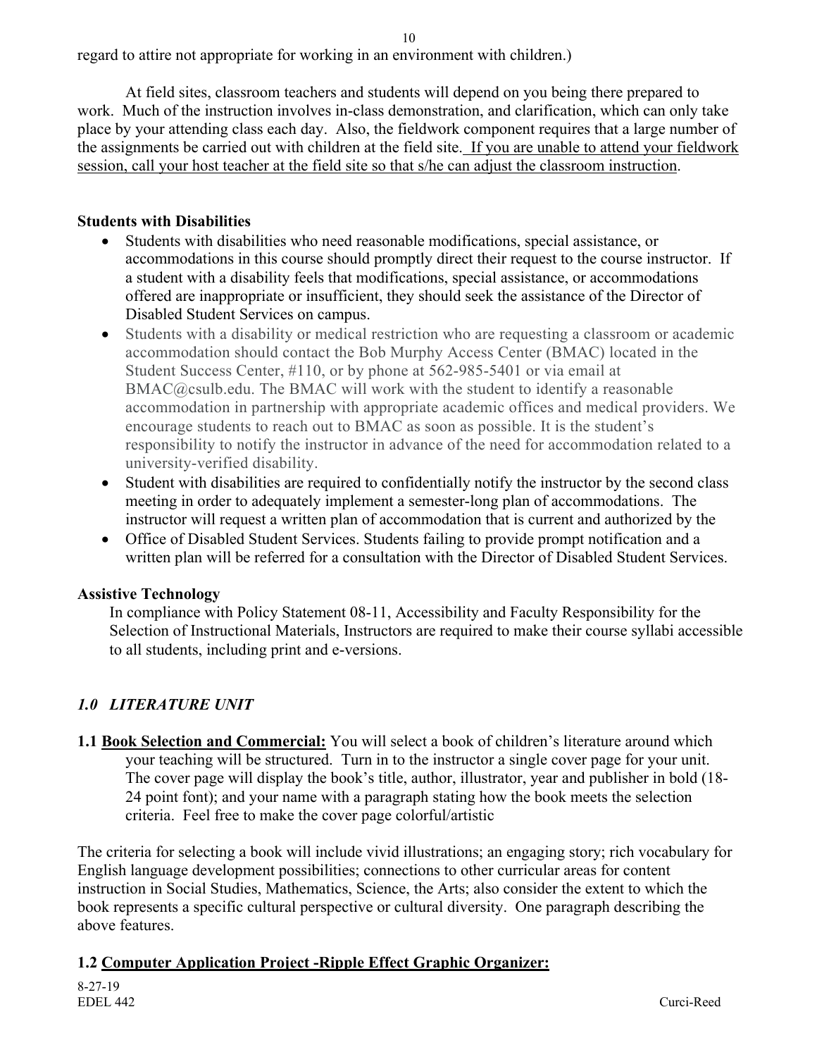regard to attire not appropriate for working in an environment with children.)

At field sites, classroom teachers and students will depend on you being there prepared to work. Much of the instruction involves in-class demonstration, and clarification, which can only take place by your attending class each day. Also, the fieldwork component requires that a large number of the assignments be carried out with children at the field site. <u>If you are unable to attend your fieldwork session, call your host teacher at the field site so that s/he can adjust the classroom instruction</u>.

**Students with Disabilities**

- Students with disabilities who need reasonable modifications, special assistance, or accommodations in this course should promptly direct their request to the course instructor. If a student with a disability feels that modifications, special assistance, or accommodations offered are inappropriate or insufficient, they should seek the assistance of the Director of Disabled Student Services on campus.
- Students with a disability or medical restriction who are requesting a classroom or academic accommodation should contact the Bob Murphy Access Center (BMAC) located in the Student Success Center, #110, or by phone at 562-985-5401 or via email at BMAC@csulb.edu. The BMAC will work with the student to identify a reasonable accommodation in partnership with appropriate academic offices and medical providers. We encourage students to reach out to BMAC as soon as possible. It is the student's responsibility to notify the instructor in advance of the need for accommodation related to a university-verified disability.
- Student with disabilities are required to confidentially notify the instructor by the second class meeting in order to adequately implement a semester-long plan of accommodations. The instructor will request a written plan of accommodation that is current and authorized by the
- Office of Disabled Student Services. Students failing to provide prompt notification and a written plan will be referred for a consultation with the Director of Disabled Student Services.

**Assistive Technology**

In compliance with Policy Statement 08-11, Accessibility and Faculty Responsibility for the Selection of Instructional Materials, Instructors are required to make their course syllabi accessible to all students, including print and e-versions.

## *1.0 LITERATURE UNIT*

**1.1 <u>Book Selection and Commercial:</u>** You will select a book of children's literature around which your teaching will be structured. Turn in to the instructor a single cover page for your unit. The cover page will display the book's title, author, illustrator, year and publisher in bold (18-24 point font); and your name with a paragraph stating how the book meets the selection criteria. Feel free to make the cover page colorful/artistic

The criteria for selecting a book will include vivid illustrations; an engaging story; rich vocabulary for English language development possibilities; connections to other curricular areas for content instruction in Social Studies, Mathematics, Science, the Arts; also consider the extent to which the book represents a specific cultural perspective or cultural diversity. One paragraph describing the above features.

**1.2 <u>Computer Application Project -Ripple Effect Graphic Organizer:</u>**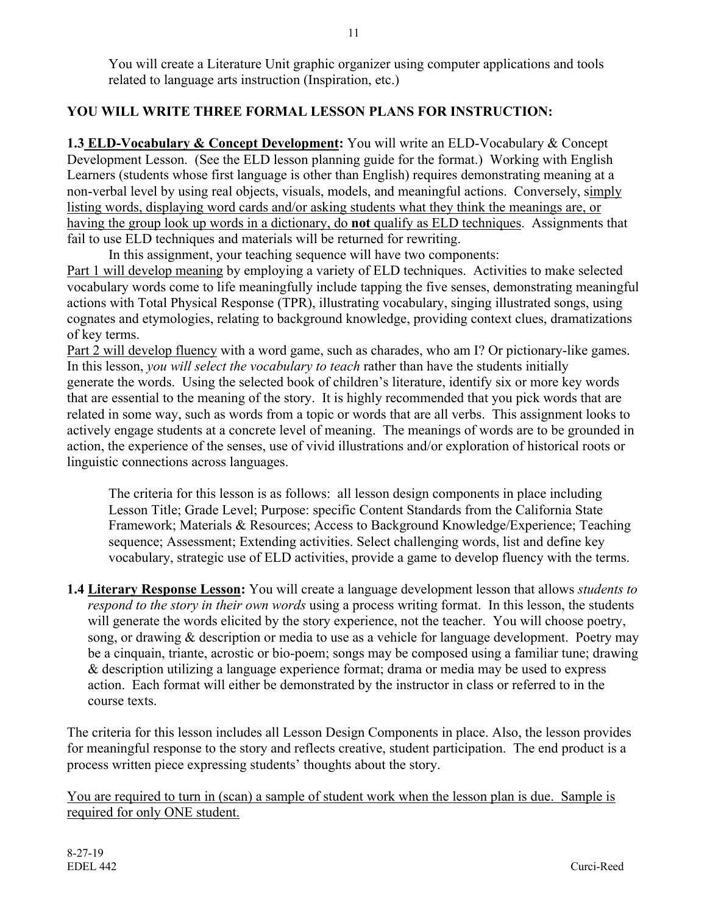You will create a Literature Unit graphic organizer using computer applications and tools related to language arts instruction (Inspiration, etc.)

## YOU WILL WRITE THREE FORMAL LESSON PLANS FOR INSTRUCTION:

**1.3 <u>ELD-Vocabulary & Concept Development</u>:** You will write an ELD-Vocabulary & Concept Development Lesson. (See the ELD lesson planning guide for the format.) Working with English Learners (students whose first language is other than English) requires demonstrating meaning at a non-verbal level by using real objects, visuals, models, and meaningful actions. Conversely, <u>simply listing words, displaying word cards and/or asking students what they think the meanings are, or having the group look up words in a dictionary, do **not** qualify as ELD techniques</u>. Assignments that fail to use ELD techniques and materials will be returned for rewriting.

In this assignment, your teaching sequence will have two components:

<u>Part 1 will develop meaning</u> by employing a variety of ELD techniques. Activities to make selected vocabulary words come to life meaningfully include tapping the five senses, demonstrating meaningful actions with Total Physical Response (TPR), illustrating vocabulary, singing illustrated songs, using cognates and etymologies, relating to background knowledge, providing context clues, dramatizations of key terms.

<u>Part 2 will develop fluency</u> with a word game, such as charades, who am I? Or pictionary-like games. In this lesson, *you will select the vocabulary to teach* rather than have the students initially generate the words. Using the selected book of children's literature, identify six or more key words that are essential to the meaning of the story. It is highly recommended that you pick words that are related in some way, such as words from a topic or words that are all verbs. This assignment looks to actively engage students at a concrete level of meaning. The meanings of words are to be grounded in action, the experience of the senses, use of vivid illustrations and/or exploration of historical roots or linguistic connections across languages.

The criteria for this lesson is as follows: all lesson design components in place including Lesson Title; Grade Level; Purpose: specific Content Standards from the California State Framework; Materials & Resources; Access to Background Knowledge/Experience; Teaching sequence; Assessment; Extending activities. Select challenging words, list and define key vocabulary, strategic use of ELD activities, provide a game to develop fluency with the terms.

**1.4 <u>Literary Response Lesson</u>:** You will create a language development lesson that allows *students to respond to the story in their own words* using a process writing format. In this lesson, the students will generate the words elicited by the story experience, not the teacher. You will choose poetry, song, or drawing & description or media to use as a vehicle for language development. Poetry may be a cinquain, triante, acrostic or bio-poem; songs may be composed using a familiar tune; drawing & description utilizing a language experience format; drama or media may be used to express action. Each format will either be demonstrated by the instructor in class or referred to in the course texts.

The criteria for this lesson includes all Lesson Design Components in place. Also, the lesson provides for meaningful response to the story and reflects creative, student participation. The end product is a process written piece expressing students' thoughts about the story.

<u>You are required to turn in (scan) a sample of student work when the lesson plan is due. Sample is required for only ONE student.</u>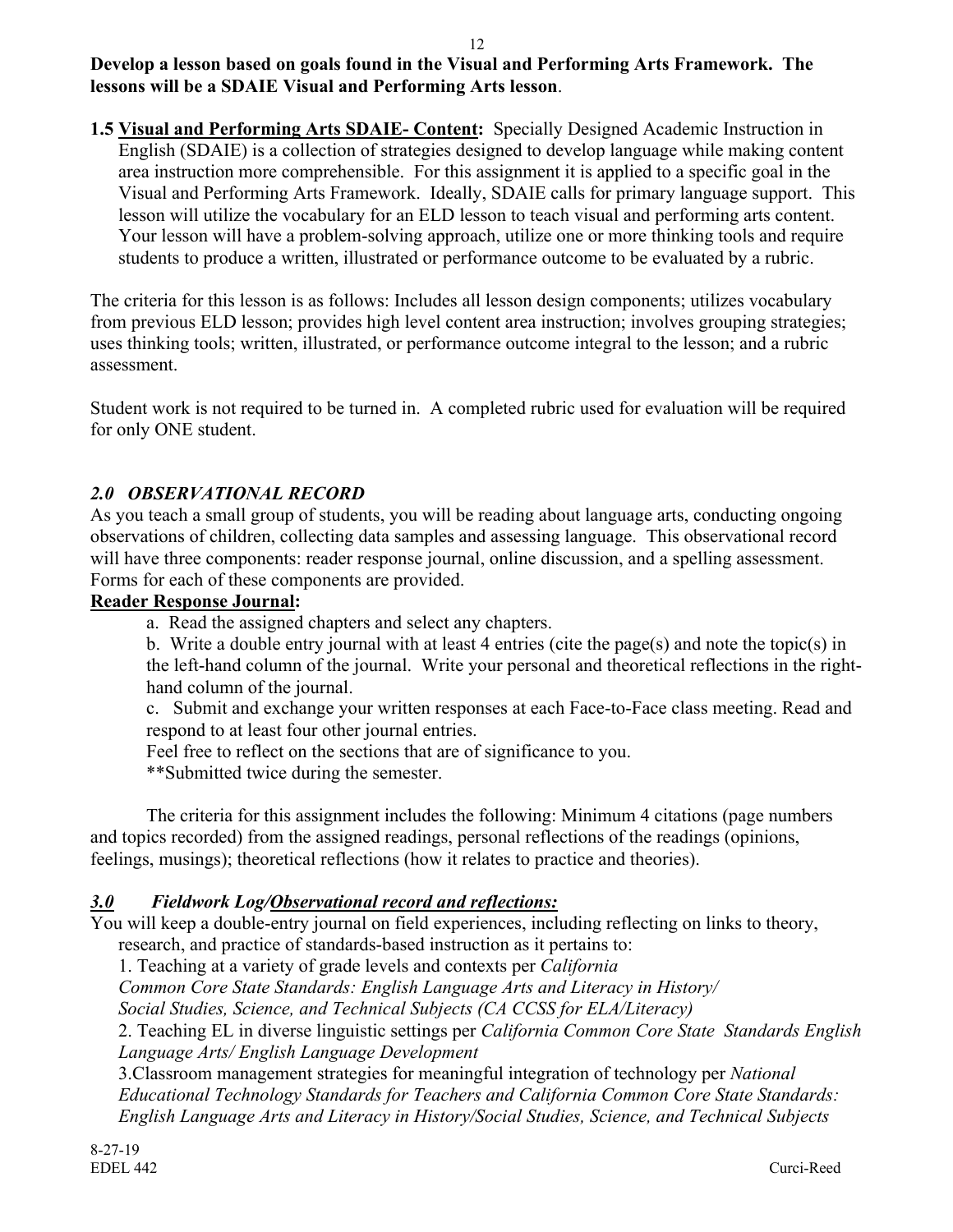**Develop a lesson based on goals found in the Visual and Performing Arts Framework. The lessons will be a SDAIE Visual and Performing Arts lesson**.

**1.5 <u>Visual and Performing Arts SDAIE- Content</u>:** Specially Designed Academic Instruction in English (SDAIE) is a collection of strategies designed to develop language while making content area instruction more comprehensible. For this assignment it is applied to a specific goal in the Visual and Performing Arts Framework. Ideally, SDAIE calls for primary language support. This lesson will utilize the vocabulary for an ELD lesson to teach visual and performing arts content. Your lesson will have a problem-solving approach, utilize one or more thinking tools and require students to produce a written, illustrated or performance outcome to be evaluated by a rubric.

The criteria for this lesson is as follows: Includes all lesson design components; utilizes vocabulary from previous ELD lesson; provides high level content area instruction; involves grouping strategies; uses thinking tools; written, illustrated, or performance outcome integral to the lesson; and a rubric assessment.

Student work is not required to be turned in. A completed rubric used for evaluation will be required for only ONE student.

### *2.0 OBSERVATIONAL RECORD*

As you teach a small group of students, you will be reading about language arts, conducting ongoing observations of children, collecting data samples and assessing language. This observational record will have three components: reader response journal, online discussion, and a spelling assessment. Forms for each of these components are provided.

**<u>Reader Response Journal</u>:**

a. Read the assigned chapters and select any chapters.

b. Write a double entry journal with at least 4 entries (cite the page(s) and note the topic(s) in the left-hand column of the journal. Write your personal and theoretical reflections in the right-hand column of the journal.

c. Submit and exchange your written responses at each Face-to-Face class meeting. Read and respond to at least four other journal entries.

Feel free to reflect on the sections that are of significance to you.

**Submitted twice during the semester.

The criteria for this assignment includes the following: Minimum 4 citations (page numbers and topics recorded) from the assigned readings, personal reflections of the readings (opinions, feelings, musings); theoretical reflections (how it relates to practice and theories).

### *<u>3.0</u> Fieldwork Log/<u>Observational record and reflections:</u>*

You will keep a double-entry journal on field experiences, including reflecting on links to theory, research, and practice of standards-based instruction as it pertains to:

1. Teaching at a variety of grade levels and contexts per *California Common Core State Standards: English Language Arts and Literacy in History/ Social Studies, Science, and Technical Subjects (CA CCSS for ELA/Literacy)*
2. Teaching EL in diverse linguistic settings per *California Common Core State Standards English Language Arts/ English Language Development*
3. Classroom management strategies for meaningful integration of technology per *National Educational Technology Standards for Teachers and California Common Core State Standards: English Language Arts and Literacy in History/Social Studies, Science, and Technical Subjects*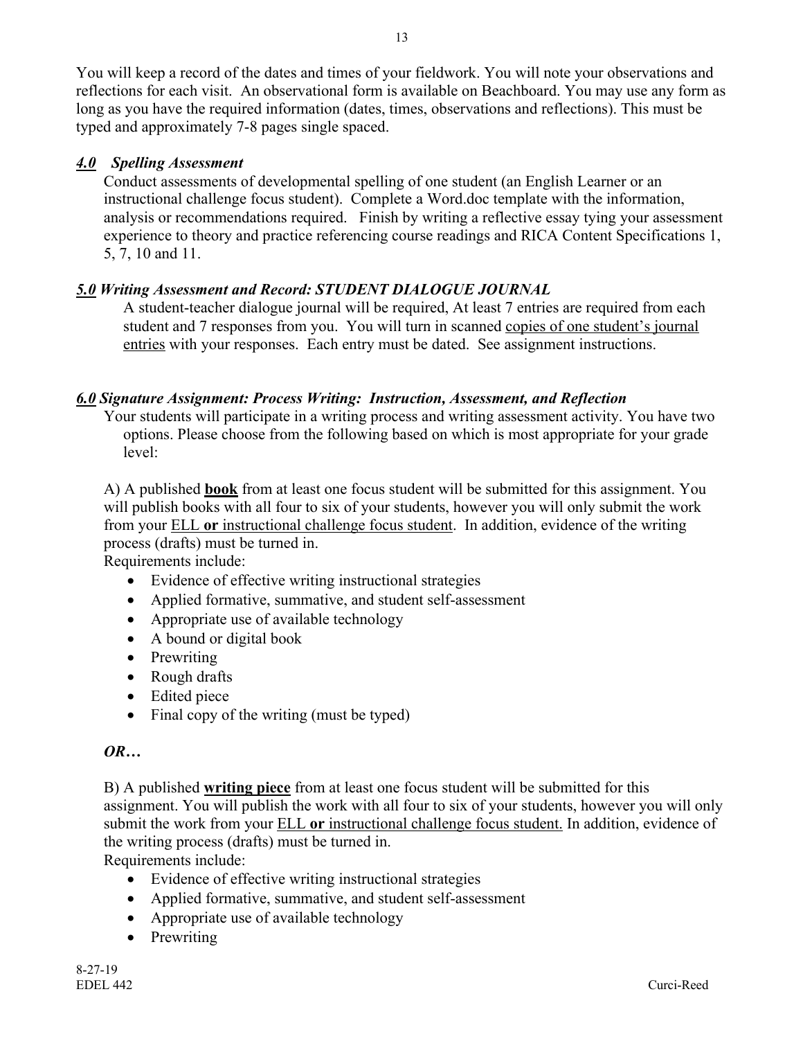You will keep a record of the dates and times of your fieldwork. You will note your observations and reflections for each visit. An observational form is available on Beachboard. You may use any form as long as you have the required information (dates, times, observations and reflections). This must be typed and approximately 7-8 pages single spaced.

### ***4.0*** ***Spelling Assessment***

Conduct assessments of developmental spelling of one student (an English Learner or an instructional challenge focus student). Complete a Word.doc template with the information, analysis or recommendations required. Finish by writing a reflective essay tying your assessment experience to theory and practice referencing course readings and RICA Content Specifications 1, 5, 7, 10 and 11.

### ***5.0*** ***Writing Assessment and Record: STUDENT DIALOGUE JOURNAL***

A student-teacher dialogue journal will be required, At least 7 entries are required from each student and 7 responses from you. You will turn in scanned copies of one student's journal entries with your responses. Each entry must be dated. See assignment instructions.

### ***6.0*** ***Signature Assignment: Process Writing: Instruction, Assessment, and Reflection***

Your students will participate in a writing process and writing assessment activity. You have two options. Please choose from the following based on which is most appropriate for your grade level:

A) A published **book** from at least one focus student will be submitted for this assignment. You will publish books with all four to six of your students, however you will only submit the work from your ELL **or** instructional challenge focus student. In addition, evidence of the writing process (drafts) must be turned in.

Requirements include:

- Evidence of effective writing instructional strategies
- Applied formative, summative, and student self-assessment
- Appropriate use of available technology
- A bound or digital book
- Prewriting
- Rough drafts
- Edited piece
- Final copy of the writing (must be typed)

***OR…***

B) A published **writing piece** from at least one focus student will be submitted for this assignment. You will publish the work with all four to six of your students, however you will only submit the work from your ELL **or** instructional challenge focus student. In addition, evidence of the writing process (drafts) must be turned in.

Requirements include:

- Evidence of effective writing instructional strategies
- Applied formative, summative, and student self-assessment
- Appropriate use of available technology
- Prewriting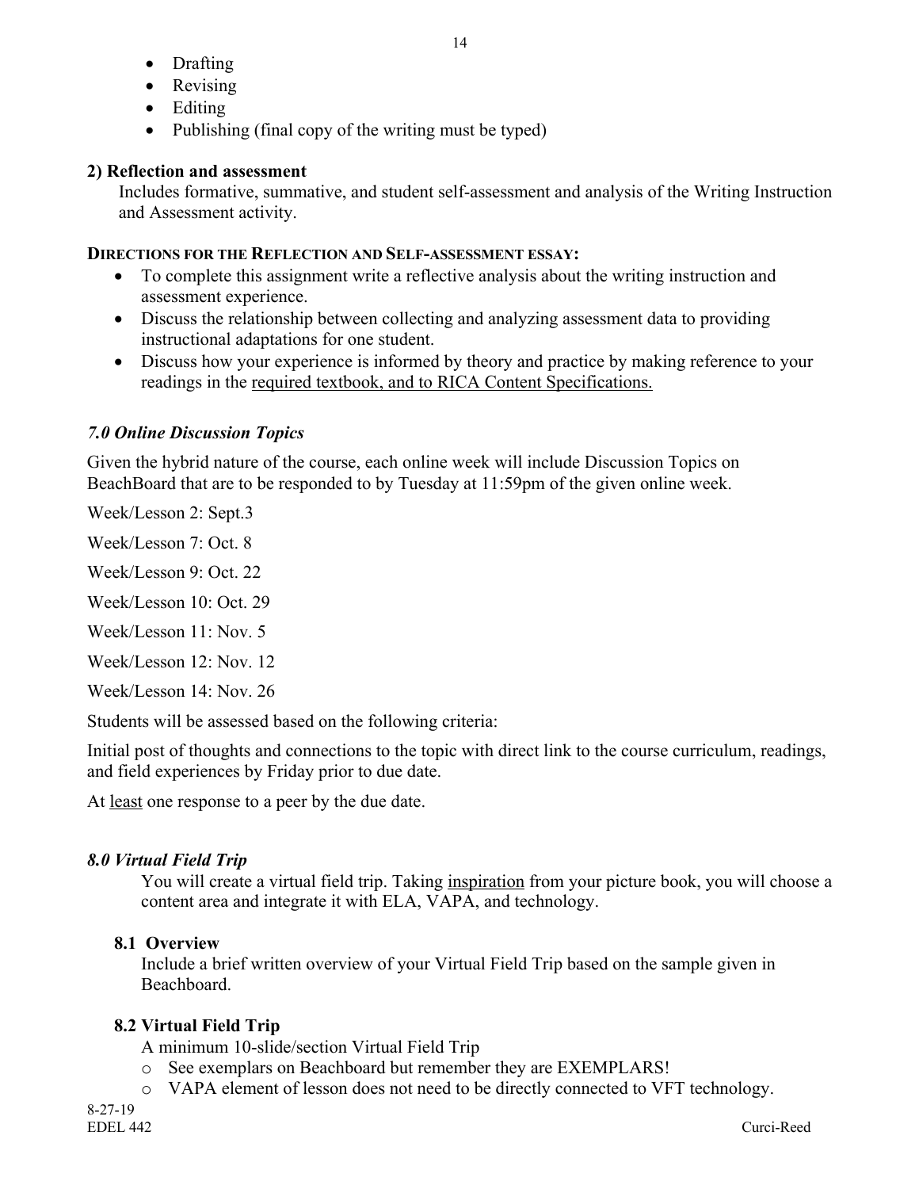- Drafting
- Revising
- Editing
- Publishing (final copy of the writing must be typed)

**2) Reflection and assessment**

Includes formative, summative, and student self-assessment and analysis of the Writing Instruction and Assessment activity.

**DIRECTIONS FOR THE REFLECTION AND SELF-ASSESSMENT ESSAY:**

- To complete this assignment write a reflective analysis about the writing instruction and assessment experience.
- Discuss the relationship between collecting and analyzing assessment data to providing instructional adaptations for one student.
- Discuss how your experience is informed by theory and practice by making reference to your readings in the required textbook, and to RICA Content Specifications.

### *7.0 Online Discussion Topics*

Given the hybrid nature of the course, each online week will include Discussion Topics on BeachBoard that are to be responded to by Tuesday at 11:59pm of the given online week.

Week/Lesson 2: Sept.3

Week/Lesson 7: Oct. 8

Week/Lesson 9: Oct. 22

Week/Lesson 10: Oct. 29

Week/Lesson 11: Nov. 5

Week/Lesson 12: Nov. 12

Week/Lesson 14: Nov. 26

Students will be assessed based on the following criteria:

Initial post of thoughts and connections to the topic with direct link to the course curriculum, readings, and field experiences by Friday prior to due date.

At least one response to a peer by the due date.

### *8.0 Virtual Field Trip*

You will create a virtual field trip. Taking inspiration from your picture book, you will choose a content area and integrate it with ELA, VAPA, and technology.

#### **8.1 Overview**

Include a brief written overview of your Virtual Field Trip based on the sample given in Beachboard.

#### **8.2 Virtual Field Trip**

A minimum 10-slide/section Virtual Field Trip

- See exemplars on Beachboard but remember they are EXEMPLARS!
- VAPA element of lesson does not need to be directly connected to VFT technology.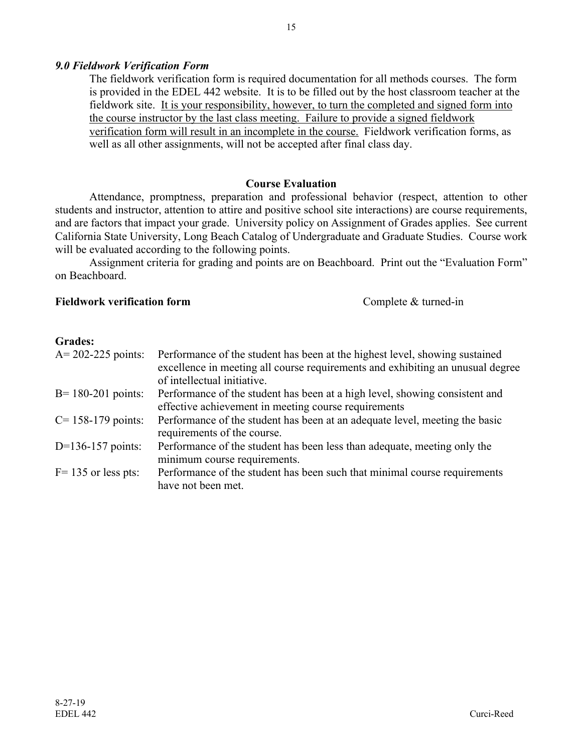### *9.0 Fieldwork Verification Form*

The fieldwork verification form is required documentation for all methods courses. The form is provided in the EDEL 442 website. It is to be filled out by the host classroom teacher at the fieldwork site. <u>It is your responsibility, however, to turn the completed and signed form into the course instructor by the last class meeting. Failure to provide a signed fieldwork verification form will result in an incomplete in the course.</u> Fieldwork verification forms, as well as all other assignments, will not be accepted after final class day.

## Course Evaluation

Attendance, promptness, preparation and professional behavior (respect, attention to other students and instructor, attention to attire and positive school site interactions) are course requirements, and are factors that impact your grade. University policy on Assignment of Grades applies. See current California State University, Long Beach Catalog of Undergraduate and Graduate Studies. Course work will be evaluated according to the following points.

Assignment criteria for grading and points are on Beachboard. Print out the "Evaluation Form" on Beachboard.

**Fieldwork verification form** Complete & turned-in

**Grades:**

| | |
|---|---|
| A= 202-225 points: | Performance of the student has been at the highest level, showing sustained excellence in meeting all course requirements and exhibiting an unusual degree of intellectual initiative. |
| B= 180-201 points: | Performance of the student has been at a high level, showing consistent and effective achievement in meeting course requirements |
| C= 158-179 points: | Performance of the student has been at an adequate level, meeting the basic requirements of the course. |
| D=136-157 points: | Performance of the student has been less than adequate, meeting only the minimum course requirements. |
| F= 135 or less pts: | Performance of the student has been such that minimal course requirements have not been met. |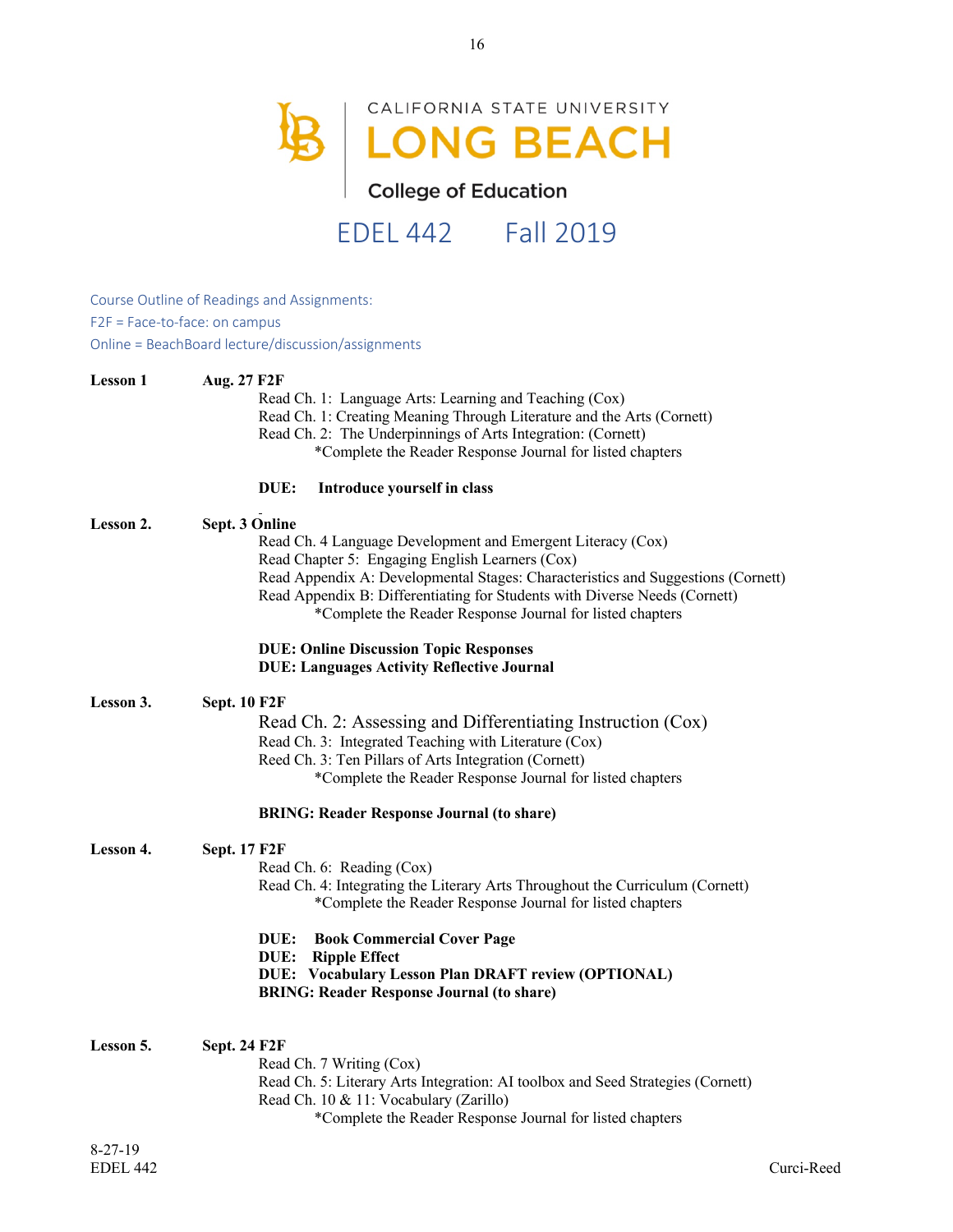CALIFORNIA STATE UNIVERSITY
**LONG BEACH**
College of Education

# EDEL 442 Fall 2019

Course Outline of Readings and Assignments:
F2F = Face-to-face: on campus
Online = BeachBoard lecture/discussion/assignments

**Lesson 1** **Aug. 27 F2F**

Read Ch. 1: Language Arts: Learning and Teaching (Cox)
Read Ch. 1: Creating Meaning Through Literature and the Arts (Cornett)
Read Ch. 2: The Underpinnings of Arts Integration: (Cornett)
*Complete the Reader Response Journal for listed chapters

**DUE: Introduce yourself in class**

**Lesson 2.** **Sept. 3 Online**

Read Ch. 4 Language Development and Emergent Literacy (Cox)
Read Chapter 5: Engaging English Learners (Cox)
Read Appendix A: Developmental Stages: Characteristics and Suggestions (Cornett)
Read Appendix B: Differentiating for Students with Diverse Needs (Cornett)
*Complete the Reader Response Journal for listed chapters

**DUE: Online Discussion Topic Responses**
**DUE: Languages Activity Reflective Journal**

**Lesson 3.** **Sept. 10 F2F**

Read Ch. 2: Assessing and Differentiating Instruction (Cox)
Read Ch. 3: Integrated Teaching with Literature (Cox)
Reed Ch. 3: Ten Pillars of Arts Integration (Cornett)
*Complete the Reader Response Journal for listed chapters

**BRING: Reader Response Journal (to share)**

**Lesson 4.** **Sept. 17 F2F**

Read Ch. 6: Reading (Cox)
Read Ch. 4: Integrating the Literary Arts Throughout the Curriculum (Cornett)
*Complete the Reader Response Journal for listed chapters

**DUE: Book Commercial Cover Page**
**DUE: Ripple Effect**
**DUE: Vocabulary Lesson Plan DRAFT review (OPTIONAL)**
**BRING: Reader Response Journal (to share)**

**Lesson 5.** **Sept. 24 F2F**

Read Ch. 7 Writing (Cox)
Read Ch. 5: Literary Arts Integration: AI toolbox and Seed Strategies (Cornett)
Read Ch. 10 & 11: Vocabulary (Zarillo)
*Complete the Reader Response Journal for listed chapters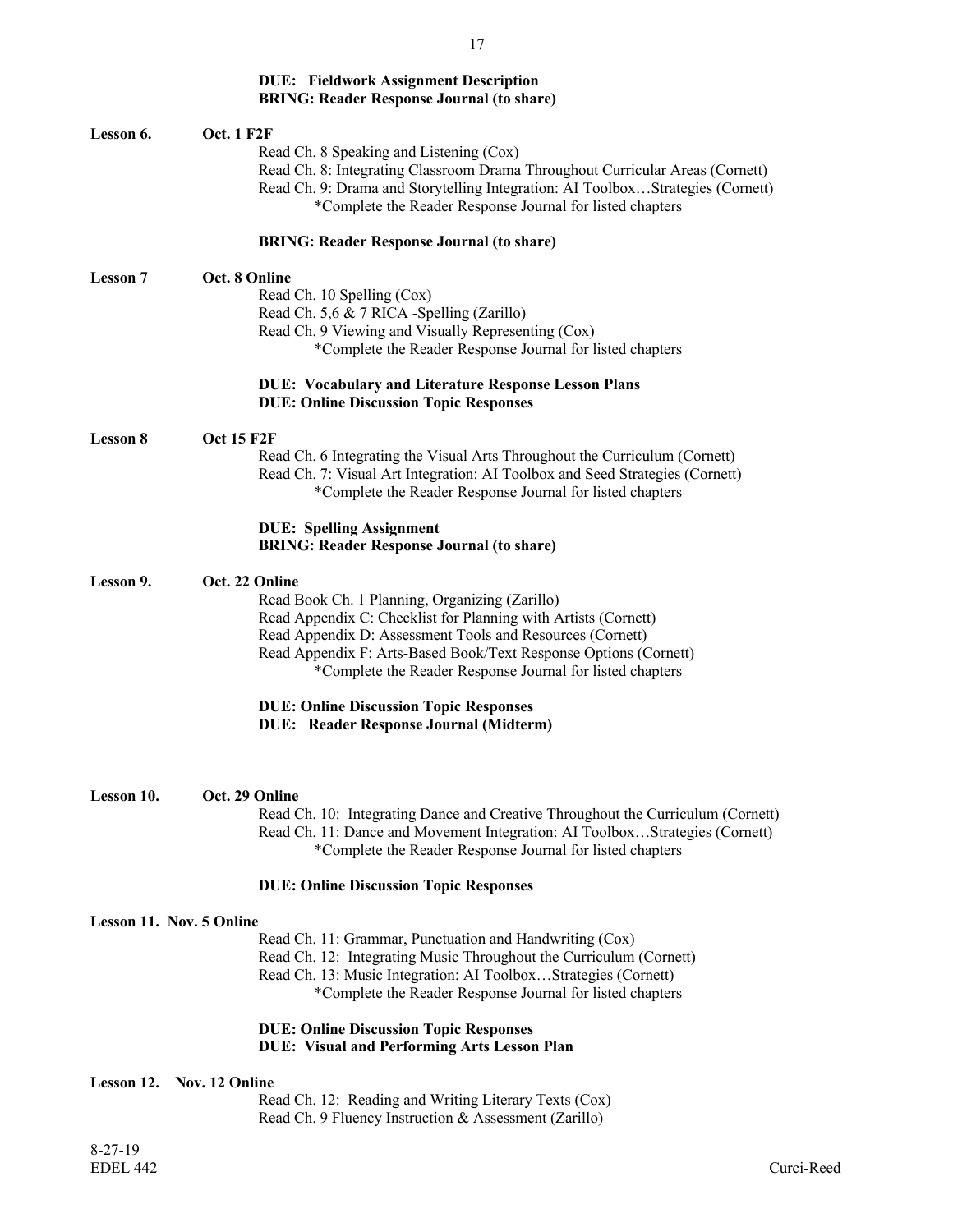**DUE: Fieldwork Assignment Description**
**BRING: Reader Response Journal (to share)**

**Lesson 6.** **Oct. 1 F2F**

Read Ch. 8 Speaking and Listening (Cox)
Read Ch. 8: Integrating Classroom Drama Throughout Curricular Areas (Cornett)
Read Ch. 9: Drama and Storytelling Integration: AI Toolbox…Strategies (Cornett)
*Complete the Reader Response Journal for listed chapters

**BRING: Reader Response Journal (to share)**

**Lesson 7** **Oct. 8 Online**

Read Ch. 10 Spelling (Cox)
Read Ch. 5,6 & 7 RICA -Spelling (Zarillo)
Read Ch. 9 Viewing and Visually Representing (Cox)
*Complete the Reader Response Journal for listed chapters

**DUE: Vocabulary and Literature Response Lesson Plans**
**DUE: Online Discussion Topic Responses**

**Lesson 8** **Oct 15 F2F**

Read Ch. 6 Integrating the Visual Arts Throughout the Curriculum (Cornett)
Read Ch. 7: Visual Art Integration: AI Toolbox and Seed Strategies (Cornett)
*Complete the Reader Response Journal for listed chapters

**DUE: Spelling Assignment**
**BRING: Reader Response Journal (to share)**

**Lesson 9.** **Oct. 22 Online**

Read Book Ch. 1 Planning, Organizing (Zarillo)
Read Appendix C: Checklist for Planning with Artists (Cornett)
Read Appendix D: Assessment Tools and Resources (Cornett)
Read Appendix F: Arts-Based Book/Text Response Options (Cornett)
*Complete the Reader Response Journal for listed chapters

**DUE: Online Discussion Topic Responses**
**DUE: Reader Response Journal (Midterm)**

**Lesson 10.** **Oct. 29 Online**

Read Ch. 10: Integrating Dance and Creative Throughout the Curriculum (Cornett)
Read Ch. 11: Dance and Movement Integration: AI Toolbox…Strategies (Cornett)
*Complete the Reader Response Journal for listed chapters

**DUE: Online Discussion Topic Responses**

**Lesson 11.** **Nov. 5 Online**

Read Ch. 11: Grammar, Punctuation and Handwriting (Cox)
Read Ch. 12: Integrating Music Throughout the Curriculum (Cornett)
Read Ch. 13: Music Integration: AI Toolbox…Strategies (Cornett)
*Complete the Reader Response Journal for listed chapters

**DUE: Online Discussion Topic Responses**
**DUE: Visual and Performing Arts Lesson Plan**

**Lesson 12.** **Nov. 12 Online**

Read Ch. 12: Reading and Writing Literary Texts (Cox)
Read Ch. 9 Fluency Instruction & Assessment (Zarillo)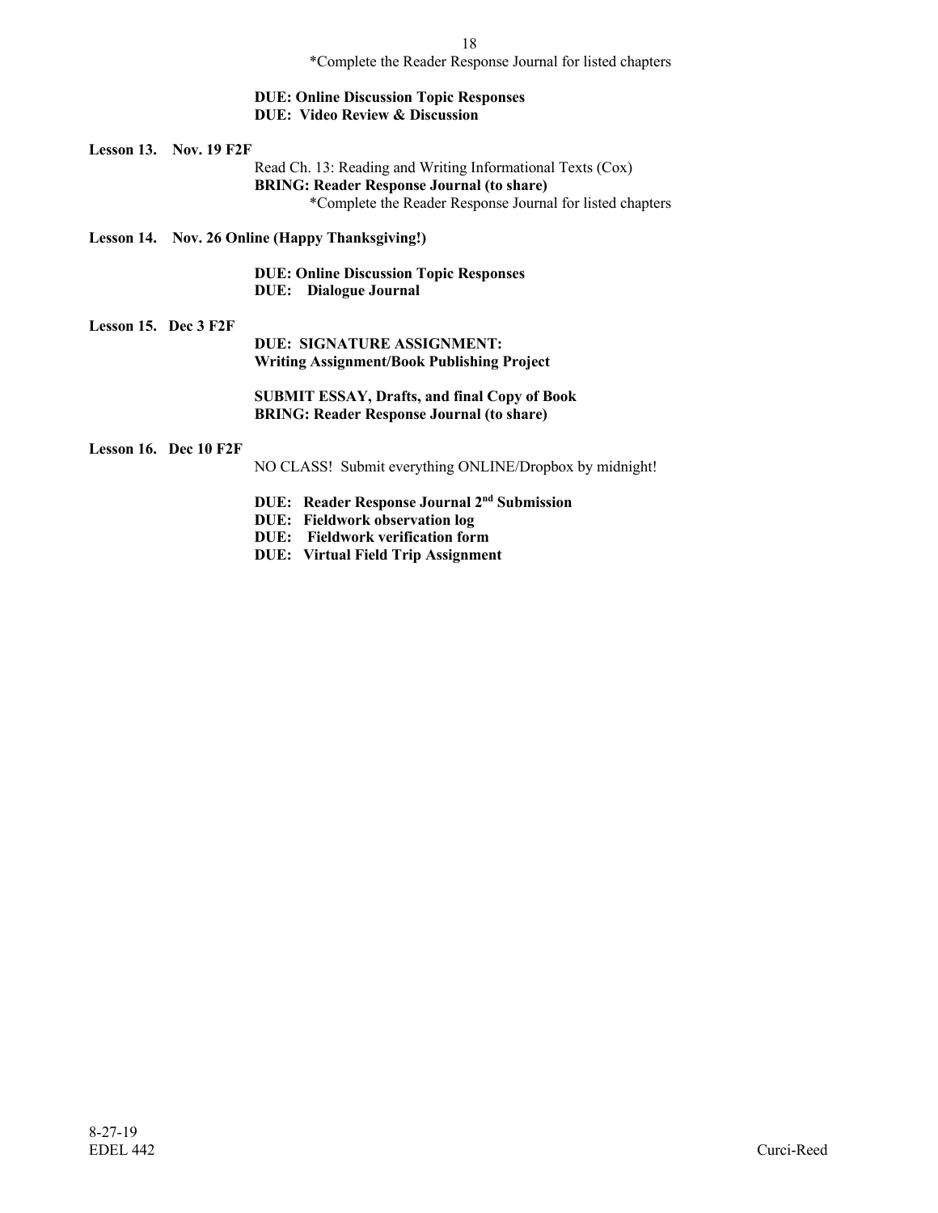*Complete the Reader Response Journal for listed chapters

**DUE: Online Discussion Topic Responses**
**DUE: Video Review & Discussion**

**Lesson 13. Nov. 19 F2F**

Read Ch. 13: Reading and Writing Informational Texts (Cox)
**BRING: Reader Response Journal (to share)**
*Complete the Reader Response Journal for listed chapters

**Lesson 14. Nov. 26 Online (Happy Thanksgiving!)**

**DUE: Online Discussion Topic Responses**
**DUE: Dialogue Journal**

**Lesson 15. Dec 3 F2F**

**DUE: SIGNATURE ASSIGNMENT:**
**Writing Assignment/Book Publishing Project**

**SUBMIT ESSAY, Drafts, and final Copy of Book**
**BRING: Reader Response Journal (to share)**

**Lesson 16. Dec 10 F2F**

NO CLASS! Submit everything ONLINE/Dropbox by midnight!

**DUE: Reader Response Journal 2nd Submission**
**DUE: Fieldwork observation log**
**DUE: Fieldwork verification form**
**DUE: Virtual Field Trip Assignment**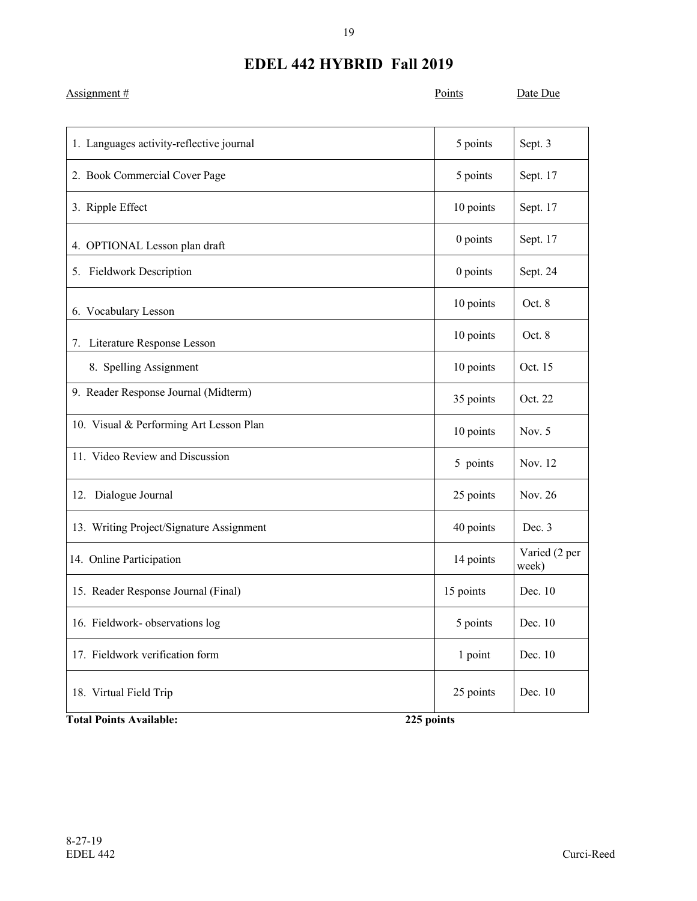# EDEL 442 HYBRID Fall 2019

| Assignment # | Points | Date Due |
|---|---|---|
| 1. Languages activity-reflective journal | 5 points | Sept. 3 |
| 2. Book Commercial Cover Page | 5 points | Sept. 17 |
| 3. Ripple Effect | 10 points | Sept. 17 |
| 4. OPTIONAL Lesson plan draft | 0 points | Sept. 17 |
| 5. Fieldwork Description | 0 points | Sept. 24 |
| 6. Vocabulary Lesson | 10 points | Oct. 8 |
| 7. Literature Response Lesson | 10 points | Oct. 8 |
| 8. Spelling Assignment | 10 points | Oct. 15 |
| 9. Reader Response Journal (Midterm) | 35 points | Oct. 22 |
| 10. Visual & Performing Art Lesson Plan | 10 points | Nov. 5 |
| 11. Video Review and Discussion | 5 points | Nov. 12 |
| 12. Dialogue Journal | 25 points | Nov. 26 |
| 13. Writing Project/Signature Assignment | 40 points | Dec. 3 |
| 14. Online Participation | 14 points | Varied (2 per week) |
| 15. Reader Response Journal (Final) | 15 points | Dec. 10 |
| 16. Fieldwork- observations log | 5 points | Dec. 10 |
| 17. Fieldwork verification form | 1 point | Dec. 10 |
| 18. Virtual Field Trip | 25 points | Dec. 10 |
| **Total Points Available:** | **225 points** | |

8-27-19
EDEL 442

Curci-Reed